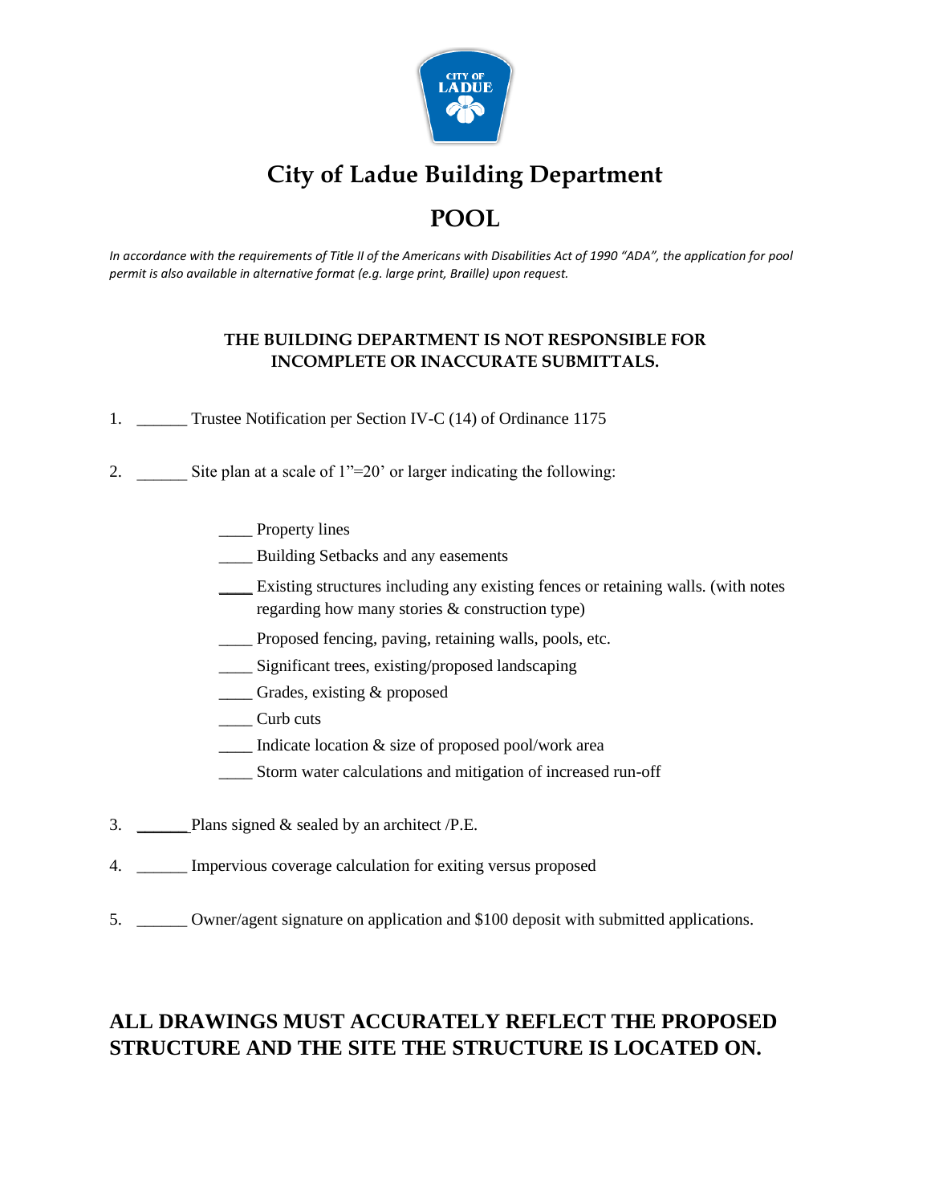# City of Ladue Building Department

# POOL

*In accordance with the requirements of Title II of the Americans with Disabilities Act of 1990 "ADA", the application for pool permit is also available in alternative format (e.g. large print, Braille) upon request.*

**THE BUILDING DEPARTMENT IS NOT RESPONSIBLE FOR INCOMPLETE OR INACCURATE SUBMITTALS.**

1. ______ Trustee Notification per Section IV-C (14) of Ordinance 1175

2. ______ Site plan at a scale of 1"=20' or larger indicating the following:

   ____ Property lines

   ____ Building Setbacks and any easements

   ____ Existing structures including any existing fences or retaining walls. (with notes regarding how many stories & construction type)

   ____ Proposed fencing, paving, retaining walls, pools, etc.

   ____ Significant trees, existing/proposed landscaping

   ____ Grades, existing & proposed

   ____ Curb cuts

   ____ Indicate location & size of proposed pool/work area

   ____ Storm water calculations and mitigation of increased run-off

3. ______ Plans signed & sealed by an architect /P.E.

4. ______ Impervious coverage calculation for exiting versus proposed

5. ______ Owner/agent signature on application and $100 deposit with submitted applications.

## ALL DRAWINGS MUST ACCURATELY REFLECT THE PROPOSED STRUCTURE AND THE SITE THE STRUCTURE IS LOCATED ON.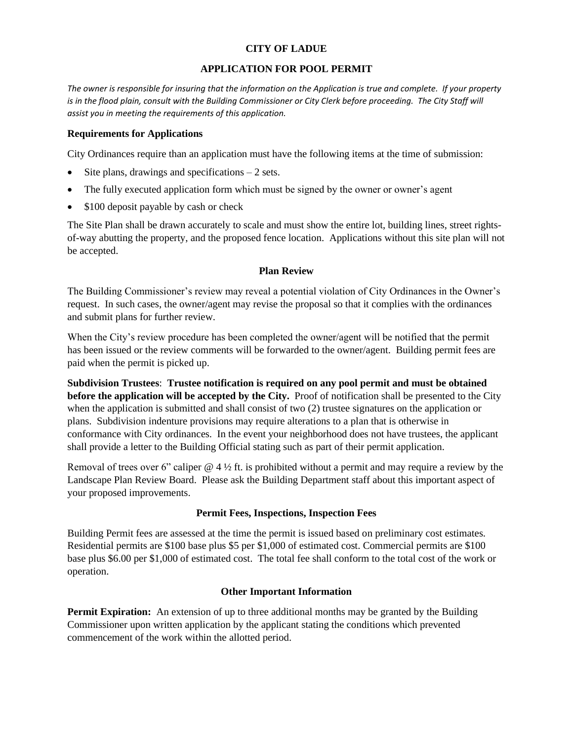**CITY OF LADUE**

**APPLICATION FOR POOL PERMIT**

*The owner is responsible for insuring that the information on the Application is true and complete. If your property is in the flood plain, consult with the Building Commissioner or City Clerk before proceeding. The City Staff will assist you in meeting the requirements of this application.*

### Requirements for Applications

City Ordinances require than an application must have the following items at the time of submission:

- Site plans, drawings and specifications – 2 sets.
- The fully executed application form which must be signed by the owner or owner's agent
- $100 deposit payable by cash or check

The Site Plan shall be drawn accurately to scale and must show the entire lot, building lines, street rights-of-way abutting the property, and the proposed fence location. Applications without this site plan will not be accepted.

### Plan Review

The Building Commissioner's review may reveal a potential violation of City Ordinances in the Owner's request. In such cases, the owner/agent may revise the proposal so that it complies with the ordinances and submit plans for further review.

When the City's review procedure has been completed the owner/agent will be notified that the permit has been issued or the review comments will be forwarded to the owner/agent. Building permit fees are paid when the permit is picked up.

**Subdivision Trustees**: **Trustee notification is required on any pool permit and must be obtained before the application will be accepted by the City.** Proof of notification shall be presented to the City when the application is submitted and shall consist of two (2) trustee signatures on the application or plans. Subdivision indenture provisions may require alterations to a plan that is otherwise in conformance with City ordinances. In the event your neighborhood does not have trustees, the applicant shall provide a letter to the Building Official stating such as part of their permit application.

Removal of trees over 6" caliper @ 4 ½ ft. is prohibited without a permit and may require a review by the Landscape Plan Review Board. Please ask the Building Department staff about this important aspect of your proposed improvements.

### Permit Fees, Inspections, Inspection Fees

Building Permit fees are assessed at the time the permit is issued based on preliminary cost estimates. Residential permits are $100 base plus $5 per $1,000 of estimated cost. Commercial permits are $100 base plus $6.00 per $1,000 of estimated cost. The total fee shall conform to the total cost of the work or operation.

### Other Important Information

**Permit Expiration:** An extension of up to three additional months may be granted by the Building Commissioner upon written application by the applicant stating the conditions which prevented commencement of the work within the allotted period.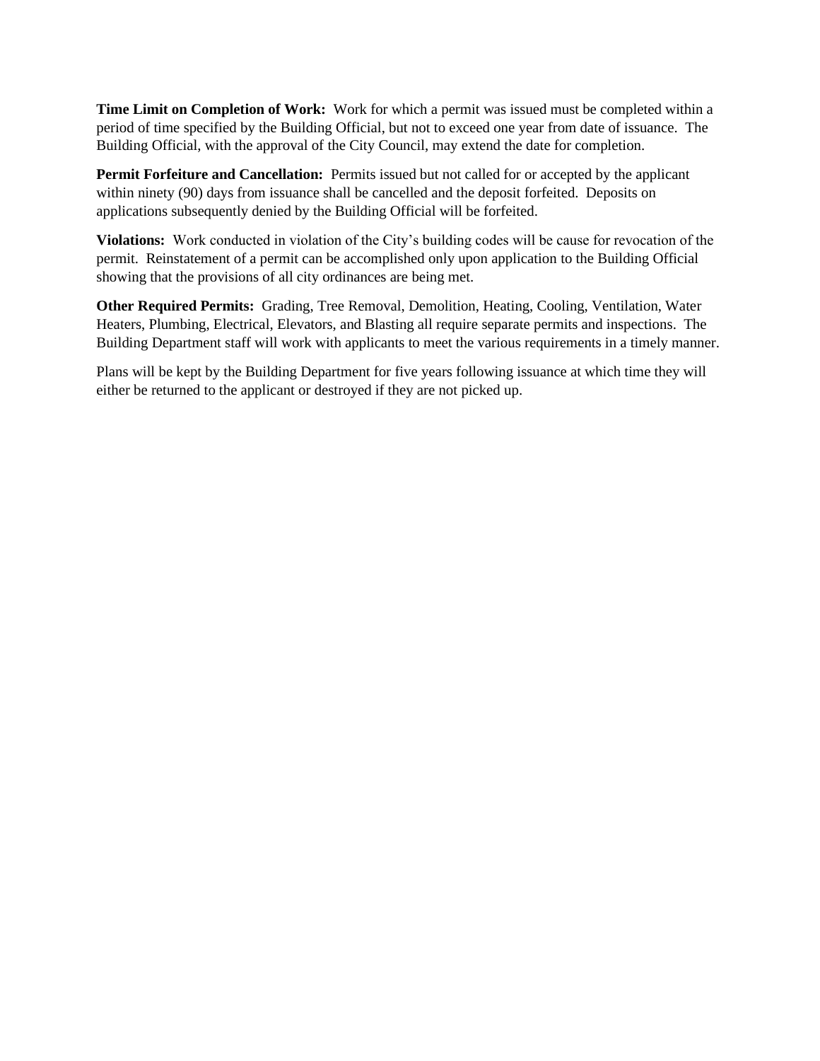**Time Limit on Completion of Work:** Work for which a permit was issued must be completed within a period of time specified by the Building Official, but not to exceed one year from date of issuance. The Building Official, with the approval of the City Council, may extend the date for completion.

**Permit Forfeiture and Cancellation:** Permits issued but not called for or accepted by the applicant within ninety (90) days from issuance shall be cancelled and the deposit forfeited. Deposits on applications subsequently denied by the Building Official will be forfeited.

**Violations:** Work conducted in violation of the City's building codes will be cause for revocation of the permit. Reinstatement of a permit can be accomplished only upon application to the Building Official showing that the provisions of all city ordinances are being met.

**Other Required Permits:** Grading, Tree Removal, Demolition, Heating, Cooling, Ventilation, Water Heaters, Plumbing, Electrical, Elevators, and Blasting all require separate permits and inspections. The Building Department staff will work with applicants to meet the various requirements in a timely manner.

Plans will be kept by the Building Department for five years following issuance at which time they will either be returned to the applicant or destroyed if they are not picked up.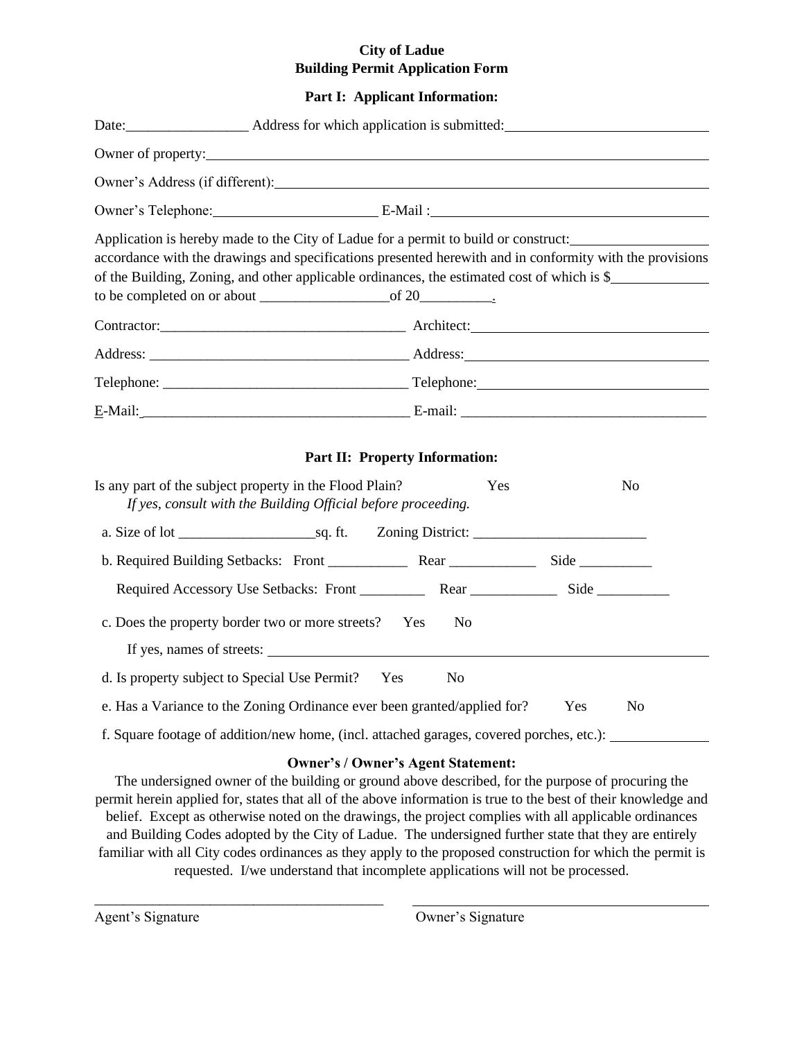**City of Ladue**
**Building Permit Application Form**

**Part I: Applicant Information:**

Date:_________________ Address for which application is submitted:_____________________________

Owner of property:_____________________________________________________________________

Owner's Address (if different):___________________________________________________________

Owner's Telephone:_______________________ E-Mail :_______________________________________

Application is hereby made to the City of Ladue for a permit to build or construct:___________________ accordance with the drawings and specifications presented herewith and in conformity with the provisions of the Building, Zoning, and other applicable ordinances, the estimated cost of which is $_____________ to be completed on or about __________________of 20__________.

Contractor:__________________________________ Architect:_________________________________

Address: ____________________________________ Address:__________________________________

Telephone: __________________________________ Telephone:________________________________

E-Mail:_____________________________________ E-mail: __________________________________

**Part II: Property Information:**

Is any part of the subject property in the Flood Plain? Yes No
*If yes, consult with the Building Official before proceeding.*

a. Size of lot ___________________sq. ft. Zoning District: ________________________

b. Required Building Setbacks: Front ___________ Rear ____________ Side __________

Required Accessory Use Setbacks: Front _________ Rear ____________ Side __________

c. Does the property border two or more streets? Yes No

If yes, names of streets: _____________________________________________________________

d. Is property subject to Special Use Permit? Yes No

e. Has a Variance to the Zoning Ordinance ever been granted/applied for? Yes No

f. Square footage of addition/new home, (incl. attached garages, covered porches, etc.): _____________

**Owner's / Owner's Agent Statement:**

The undersigned owner of the building or ground above described, for the purpose of procuring the permit herein applied for, states that all of the above information is true to the best of their knowledge and belief. Except as otherwise noted on the drawings, the project complies with all applicable ordinances and Building Codes adopted by the City of Ladue. The undersigned further state that they are entirely familiar with all City codes ordinances as they apply to the proposed construction for which the permit is requested. I/we understand that incomplete applications will not be processed.

_________________________________________ _________________________________________

Agent's Signature Owner's Signature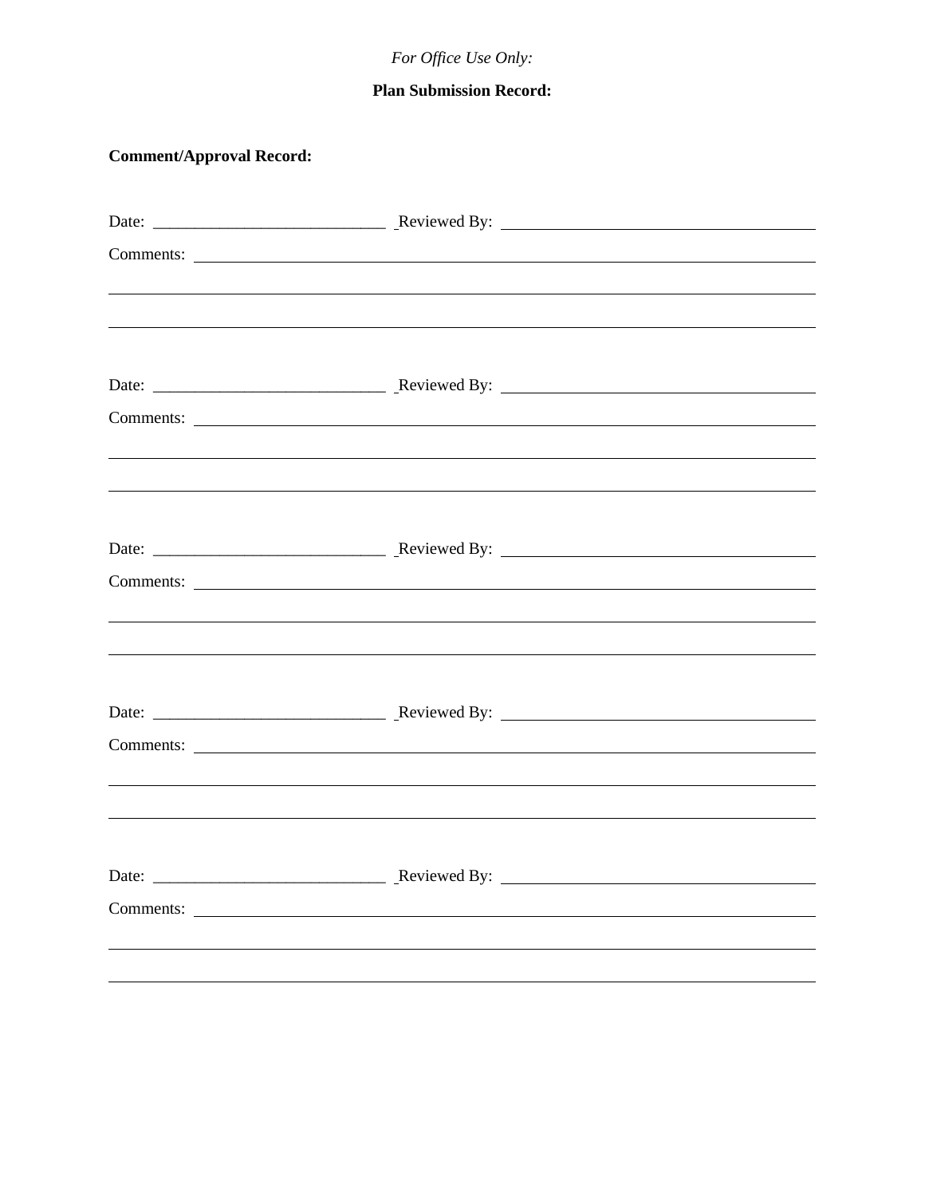*For Office Use Only:*

**Plan Submission Record:**

**Comment/Approval Record:**

Date: ____________________________ Reviewed By: ______________________________________

Comments: ______________________________________________________________________

_____________________________________________________________________________

_____________________________________________________________________________

Date: ____________________________ Reviewed By: ______________________________________

Comments: ______________________________________________________________________

_____________________________________________________________________________

_____________________________________________________________________________

Date: ____________________________ Reviewed By: ______________________________________

Comments: ______________________________________________________________________

_____________________________________________________________________________

_____________________________________________________________________________

Date: ____________________________ Reviewed By: ______________________________________

Comments: ______________________________________________________________________

_____________________________________________________________________________

_____________________________________________________________________________

Date: ____________________________ Reviewed By: ______________________________________

Comments: ______________________________________________________________________

_____________________________________________________________________________

_____________________________________________________________________________